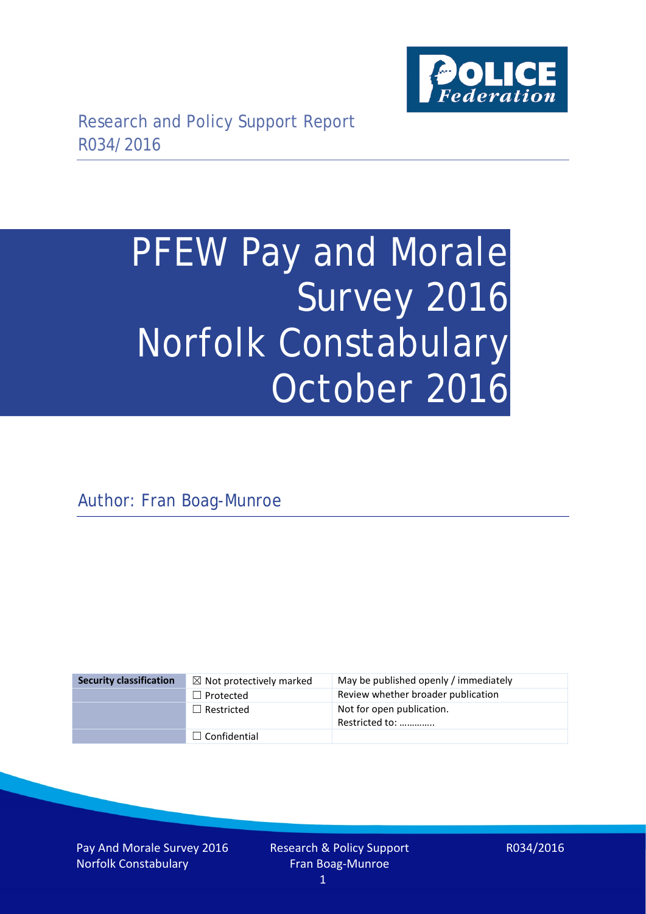Research and Policy Support Report
R034/2016

# PFEW Pay and Morale Survey 2016 Norfolk Constabulary October 2016

Author: Fran Boag-Munroe

| Security classification | ☒ Not protectively marked | May be published openly / immediately |
|---|---|---|
| | ☐ Protected | Review whether broader publication |
| | ☐ Restricted | Not for open publication. Restricted to: ………….. |
| | ☐ Confidential | |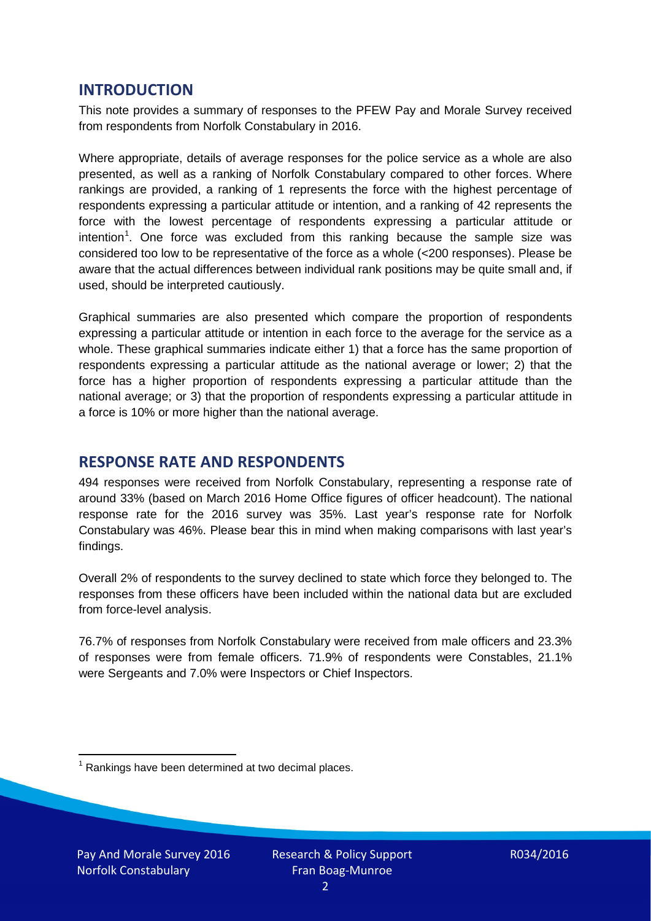## INTRODUCTION

This note provides a summary of responses to the PFEW Pay and Morale Survey received from respondents from Norfolk Constabulary in 2016.

Where appropriate, details of average responses for the police service as a whole are also presented, as well as a ranking of Norfolk Constabulary compared to other forces. Where rankings are provided, a ranking of 1 represents the force with the highest percentage of respondents expressing a particular attitude or intention, and a ranking of 42 represents the force with the lowest percentage of respondents expressing a particular attitude or intention[1]. One force was excluded from this ranking because the sample size was considered too low to be representative of the force as a whole (<200 responses). Please be aware that the actual differences between individual rank positions may be quite small and, if used, should be interpreted cautiously.

Graphical summaries are also presented which compare the proportion of respondents expressing a particular attitude or intention in each force to the average for the service as a whole. These graphical summaries indicate either 1) that a force has the same proportion of respondents expressing a particular attitude as the national average or lower; 2) that the force has a higher proportion of respondents expressing a particular attitude than the national average; or 3) that the proportion of respondents expressing a particular attitude in a force is 10% or more higher than the national average.

## RESPONSE RATE AND RESPONDENTS

494 responses were received from Norfolk Constabulary, representing a response rate of around 33% (based on March 2016 Home Office figures of officer headcount). The national response rate for the 2016 survey was 35%. Last year's response rate for Norfolk Constabulary was 46%. Please bear this in mind when making comparisons with last year's findings.

Overall 2% of respondents to the survey declined to state which force they belonged to. The responses from these officers have been included within the national data but are excluded from force-level analysis.

76.7% of responses from Norfolk Constabulary were received from male officers and 23.3% of responses were from female officers. 71.9% of respondents were Constables, 21.1% were Sergeants and 7.0% were Inspectors or Chief Inspectors.

[1] Rankings have been determined at two decimal places.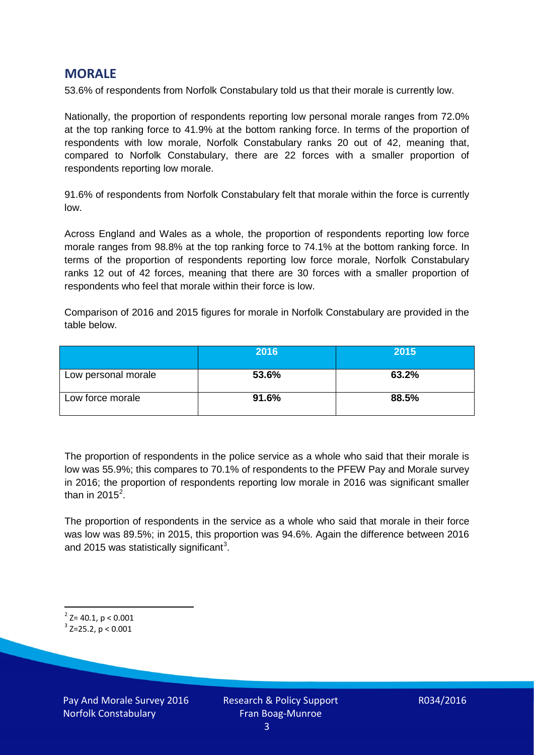## MORALE

53.6% of respondents from Norfolk Constabulary told us that their morale is currently low.

Nationally, the proportion of respondents reporting low personal morale ranges from 72.0% at the top ranking force to 41.9% at the bottom ranking force. In terms of the proportion of respondents with low morale, Norfolk Constabulary ranks 20 out of 42, meaning that, compared to Norfolk Constabulary, there are 22 forces with a smaller proportion of respondents reporting low morale.

91.6% of respondents from Norfolk Constabulary felt that morale within the force is currently low.

Across England and Wales as a whole, the proportion of respondents reporting low force morale ranges from 98.8% at the top ranking force to 74.1% at the bottom ranking force. In terms of the proportion of respondents reporting low force morale, Norfolk Constabulary ranks 12 out of 42 forces, meaning that there are 30 forces with a smaller proportion of respondents who feel that morale within their force is low.

Comparison of 2016 and 2015 figures for morale in Norfolk Constabulary are provided in the table below.

| | 2016 | 2015 |
|---|---|---|
| Low personal morale | **53.6%** | **63.2%** |
| Low force morale | **91.6%** | **88.5%** |

The proportion of respondents in the police service as a whole who said that their morale is low was 55.9%; this compares to 70.1% of respondents to the PFEW Pay and Morale survey in 2016; the proportion of respondents reporting low morale in 2016 was significant smaller than in 2015[2].

The proportion of respondents in the service as a whole who said that morale in their force was low was 89.5%; in 2015, this proportion was 94.6%. Again the difference between 2016 and 2015 was statistically significant[3].

[2] $Z= 40.1, p < 0.001$

[3] $Z=25.2, p < 0.001$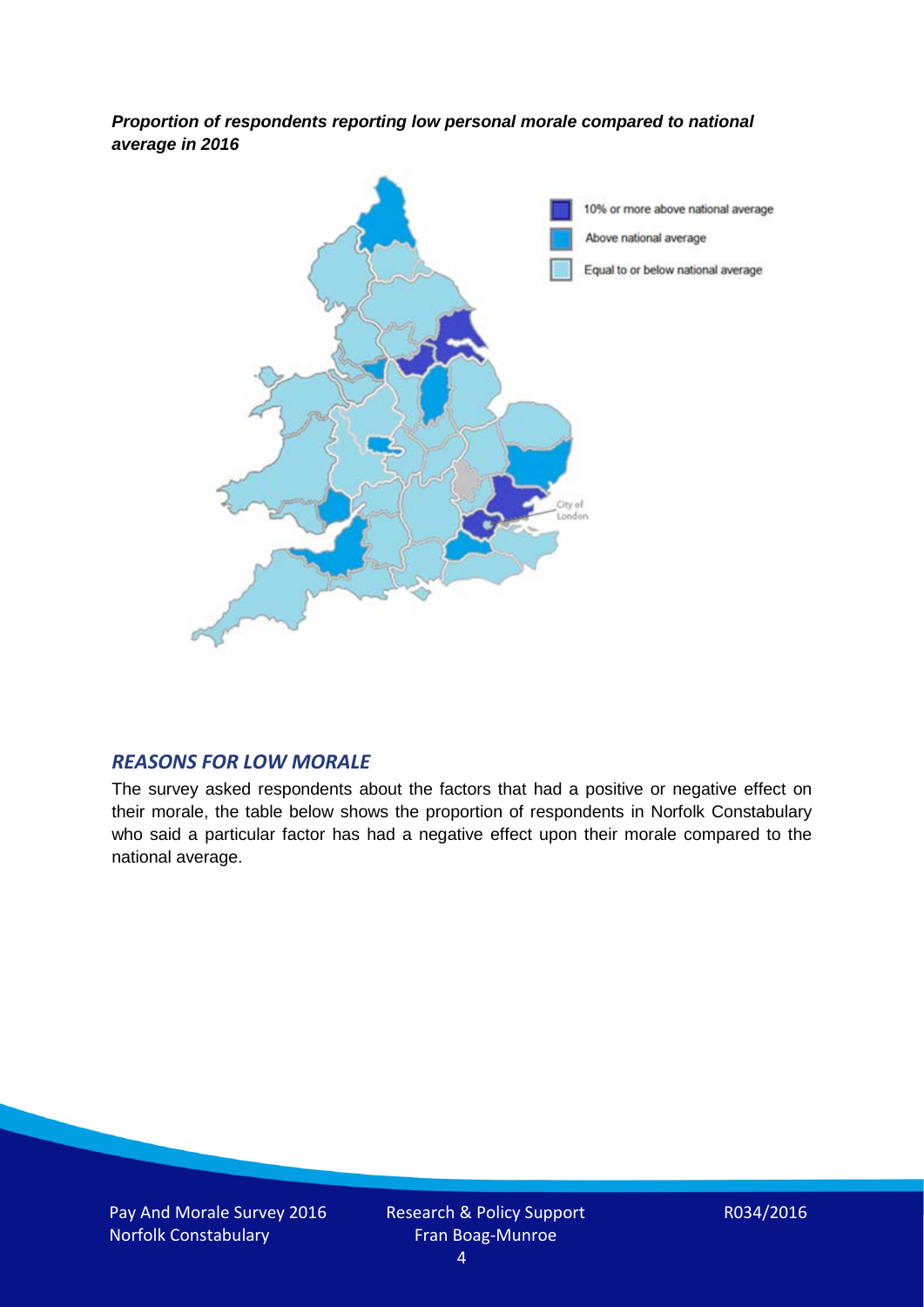***Proportion of respondents reporting low personal morale compared to national average in 2016***

## *REASONS FOR LOW MORALE*

The survey asked respondents about the factors that had a positive or negative effect on their morale, the table below shows the proportion of respondents in Norfolk Constabulary who said a particular factor has had a negative effect upon their morale compared to the national average.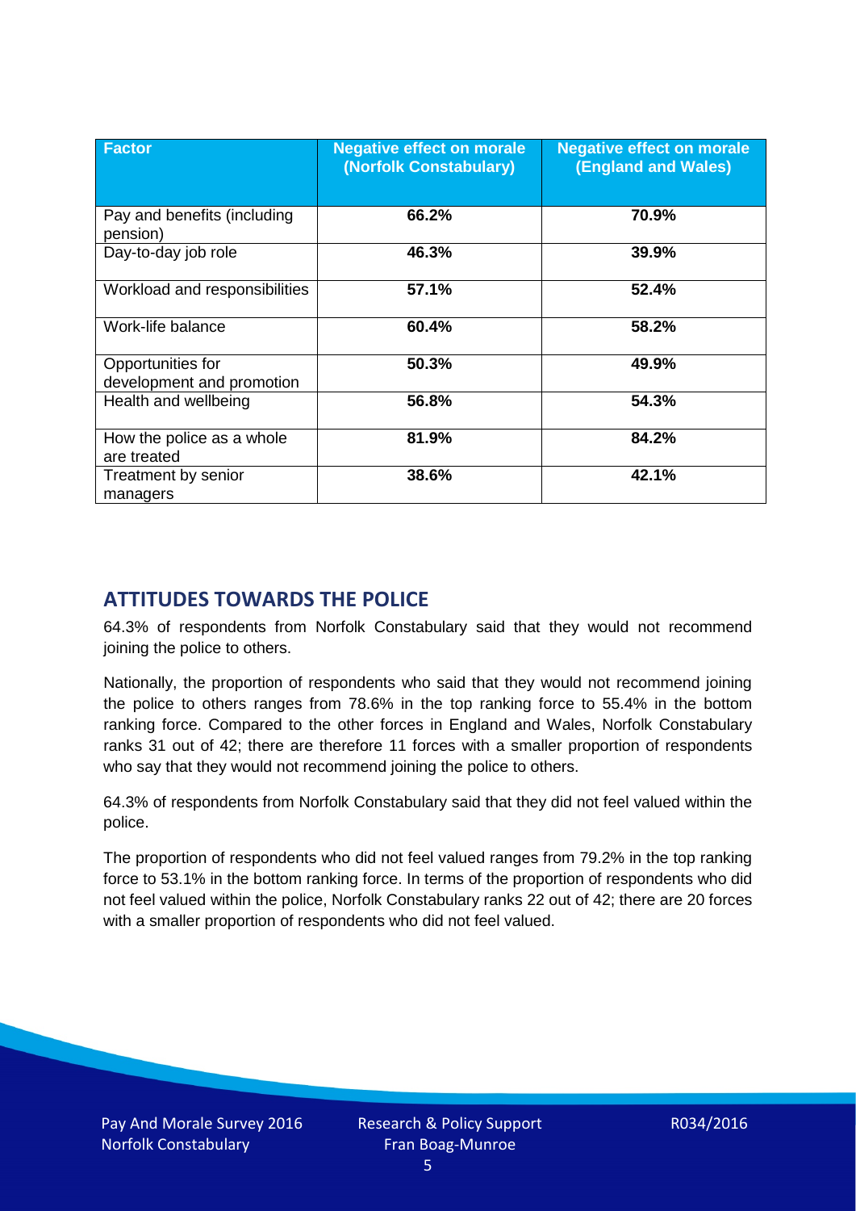| Factor | Negative effect on morale (Norfolk Constabulary) | Negative effect on morale (England and Wales) |
|---|---|---|
| Pay and benefits (including pension) | 66.2% | 70.9% |
| Day-to-day job role | 46.3% | 39.9% |
| Workload and responsibilities | 57.1% | 52.4% |
| Work-life balance | 60.4% | 58.2% |
| Opportunities for development and promotion | 50.3% | 49.9% |
| Health and wellbeing | 56.8% | 54.3% |
| How the police as a whole are treated | 81.9% | 84.2% |
| Treatment by senior managers | 38.6% | 42.1% |

## ATTITUDES TOWARDS THE POLICE

64.3% of respondents from Norfolk Constabulary said that they would not recommend joining the police to others.

Nationally, the proportion of respondents who said that they would not recommend joining the police to others ranges from 78.6% in the top ranking force to 55.4% in the bottom ranking force. Compared to the other forces in England and Wales, Norfolk Constabulary ranks 31 out of 42; there are therefore 11 forces with a smaller proportion of respondents who say that they would not recommend joining the police to others.

64.3% of respondents from Norfolk Constabulary said that they did not feel valued within the police.

The proportion of respondents who did not feel valued ranges from 79.2% in the top ranking force to 53.1% in the bottom ranking force. In terms of the proportion of respondents who did not feel valued within the police, Norfolk Constabulary ranks 22 out of 42; there are 20 forces with a smaller proportion of respondents who did not feel valued.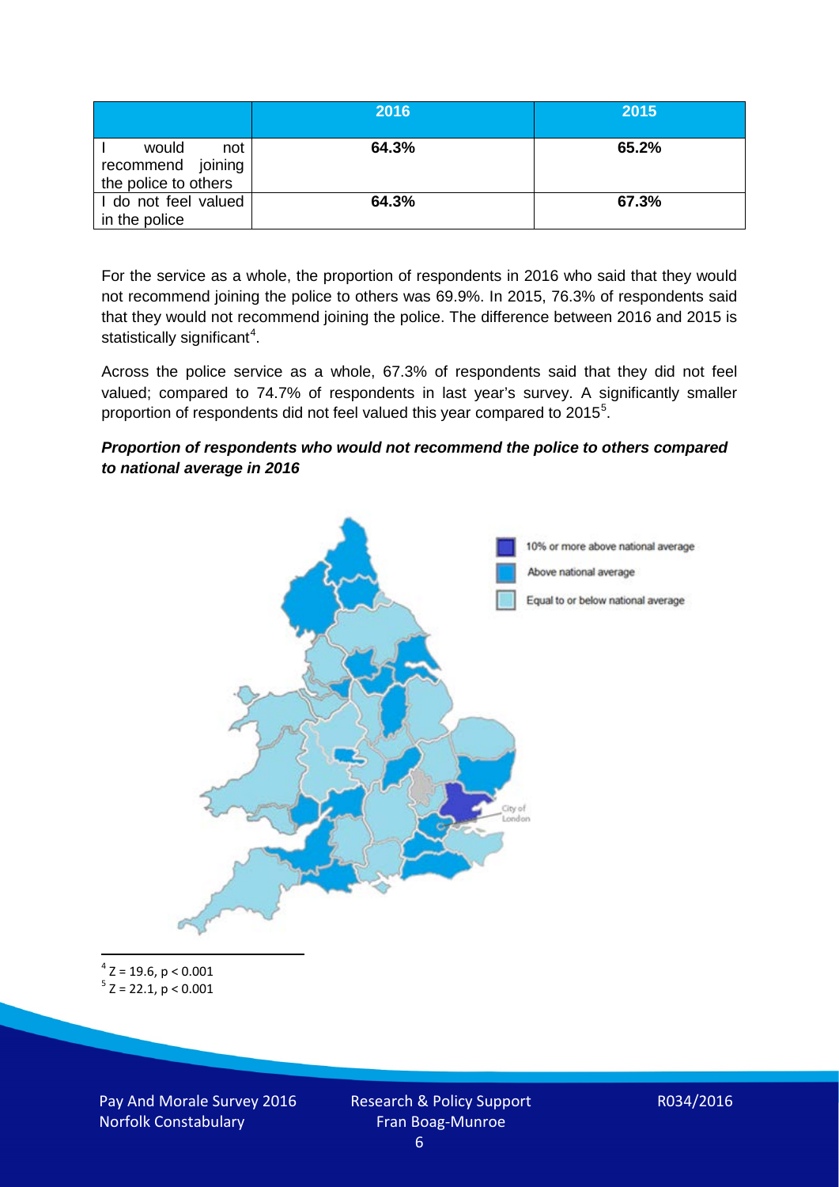|  | 2016 | 2015 |
|---|---|---|
| I would not recommend joining the police to others | 64.3% | 65.2% |
| I do not feel valued in the police | 64.3% | 67.3% |

For the service as a whole, the proportion of respondents in 2016 who said that they would not recommend joining the police to others was 69.9%. In 2015, 76.3% of respondents said that they would not recommend joining the police. The difference between 2016 and 2015 is statistically significant[4].

Across the police service as a whole, 67.3% of respondents said that they did not feel valued; compared to 74.7% of respondents in last year's survey. A significantly smaller proportion of respondents did not feel valued this year compared to 2015[5].

***Proportion of respondents who would not recommend the police to others compared to national average in 2016***

10% or more above national average

Above national average

Equal to or below national average

City of London

[4] $Z = 19.6$, $p < 0.001$

[5] $Z = 22.1$, $p < 0.001$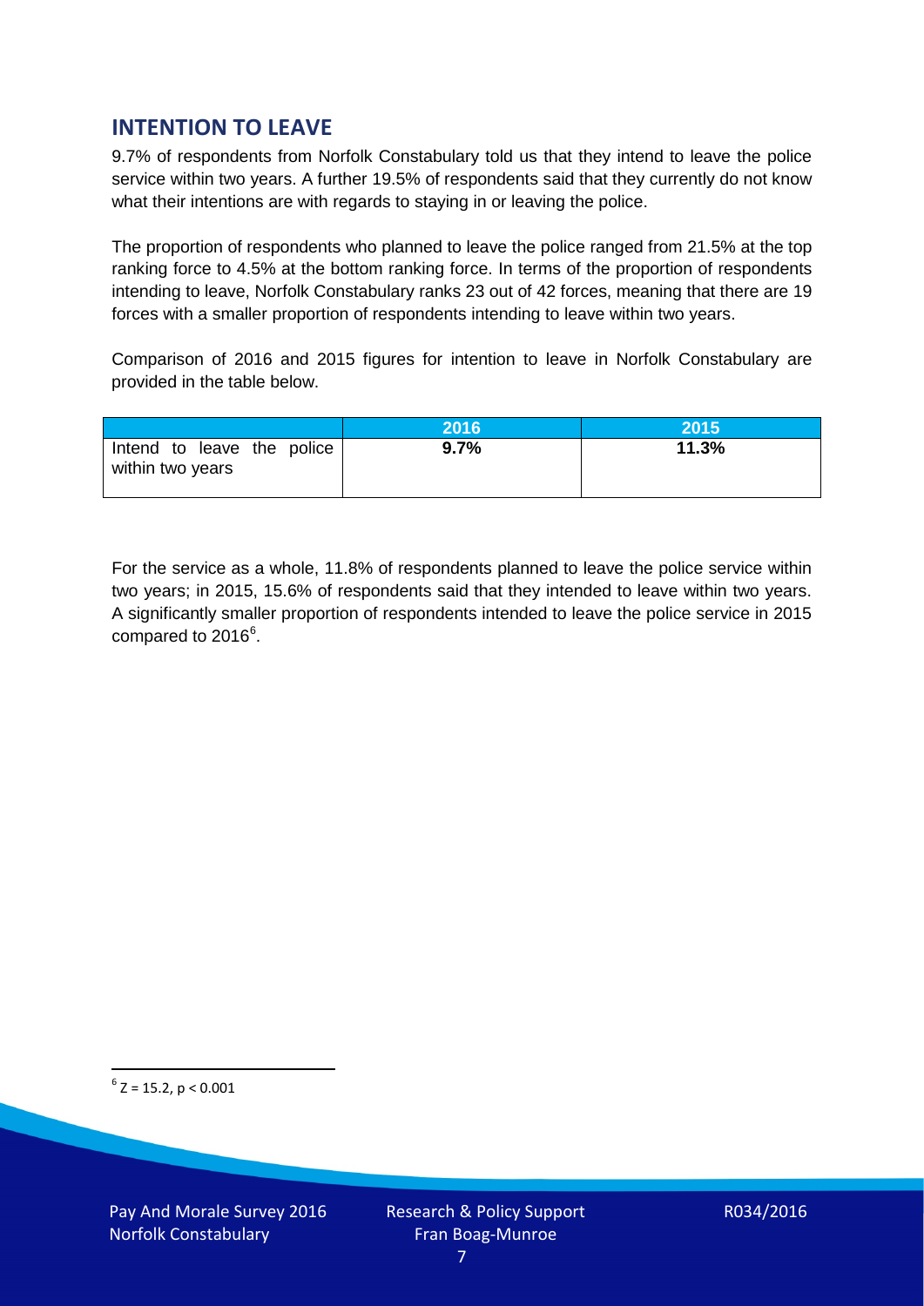## INTENTION TO LEAVE

9.7% of respondents from Norfolk Constabulary told us that they intend to leave the police service within two years. A further 19.5% of respondents said that they currently do not know what their intentions are with regards to staying in or leaving the police.

The proportion of respondents who planned to leave the police ranged from 21.5% at the top ranking force to 4.5% at the bottom ranking force. In terms of the proportion of respondents intending to leave, Norfolk Constabulary ranks 23 out of 42 forces, meaning that there are 19 forces with a smaller proportion of respondents intending to leave within two years.

Comparison of 2016 and 2015 figures for intention to leave in Norfolk Constabulary are provided in the table below.

| | 2016 | 2015 |
|---|---|---|
| Intend to leave the police within two years | **9.7%** | **11.3%** |

For the service as a whole, 11.8% of respondents planned to leave the police service within two years; in 2015, 15.6% of respondents said that they intended to leave within two years. A significantly smaller proportion of respondents intended to leave the police service in 2015 compared to 2016[6].

[6] $Z = 15.2$, $p < 0.001$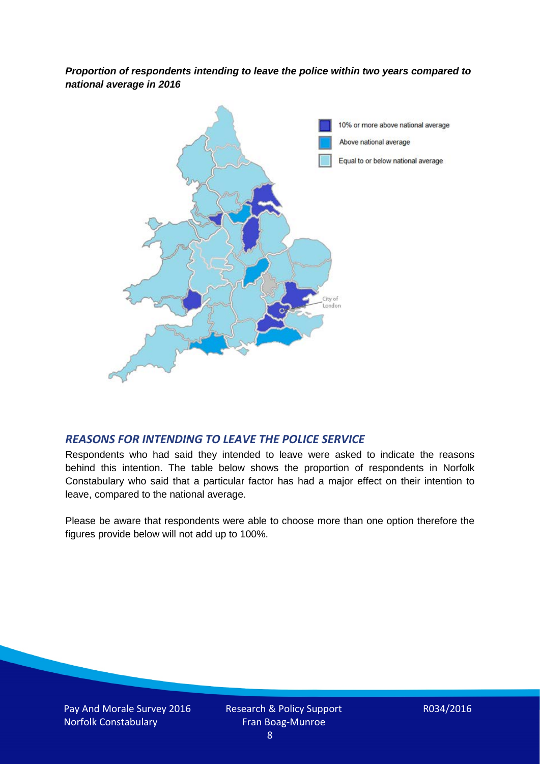***Proportion of respondents intending to leave the police within two years compared to national average in 2016***

## *REASONS FOR INTENDING TO LEAVE THE POLICE SERVICE*

Respondents who had said they intended to leave were asked to indicate the reasons behind this intention. The table below shows the proportion of respondents in Norfolk Constabulary who said that a particular factor has had a major effect on their intention to leave, compared to the national average.

Please be aware that respondents were able to choose more than one option therefore the figures provide below will not add up to 100%.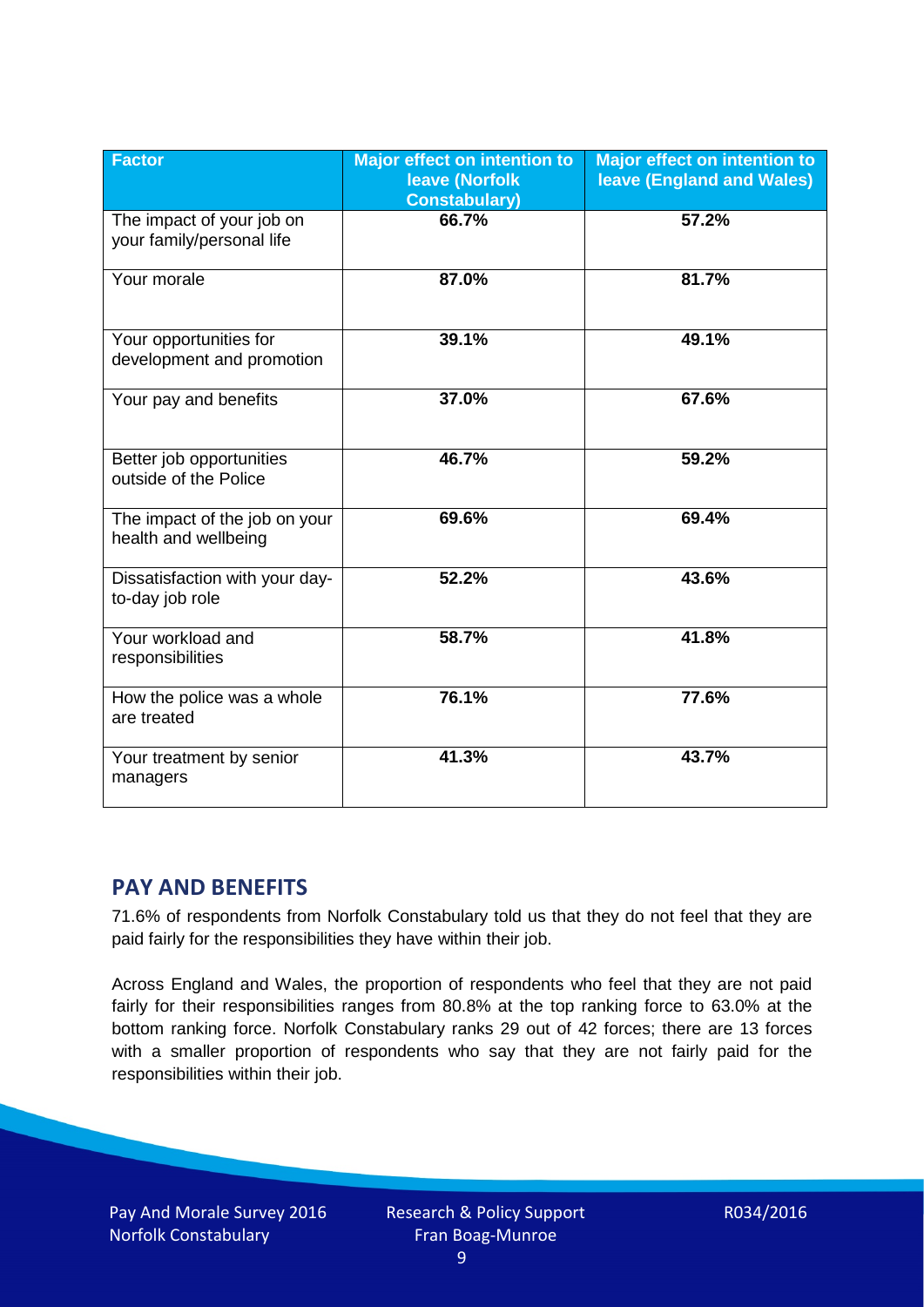| Factor | Major effect on intention to leave (Norfolk Constabulary) | Major effect on intention to leave (England and Wales) |
|---|---|---|
| The impact of your job on your family/personal life | **66.7%** | **57.2%** |
| Your morale | **87.0%** | **81.7%** |
| Your opportunities for development and promotion | **39.1%** | **49.1%** |
| Your pay and benefits | **37.0%** | **67.6%** |
| Better job opportunities outside of the Police | **46.7%** | **59.2%** |
| The impact of the job on your health and wellbeing | **69.6%** | **69.4%** |
| Dissatisfaction with your day-to-day job role | **52.2%** | **43.6%** |
| Your workload and responsibilities | **58.7%** | **41.8%** |
| How the police was a whole are treated | **76.1%** | **77.6%** |
| Your treatment by senior managers | **41.3%** | **43.7%** |

## PAY AND BENEFITS

71.6% of respondents from Norfolk Constabulary told us that they do not feel that they are paid fairly for the responsibilities they have within their job.

Across England and Wales, the proportion of respondents who feel that they are not paid fairly for their responsibilities ranges from 80.8% at the top ranking force to 63.0% at the bottom ranking force. Norfolk Constabulary ranks 29 out of 42 forces; there are 13 forces with a smaller proportion of respondents who say that they are not fairly paid for the responsibilities within their job.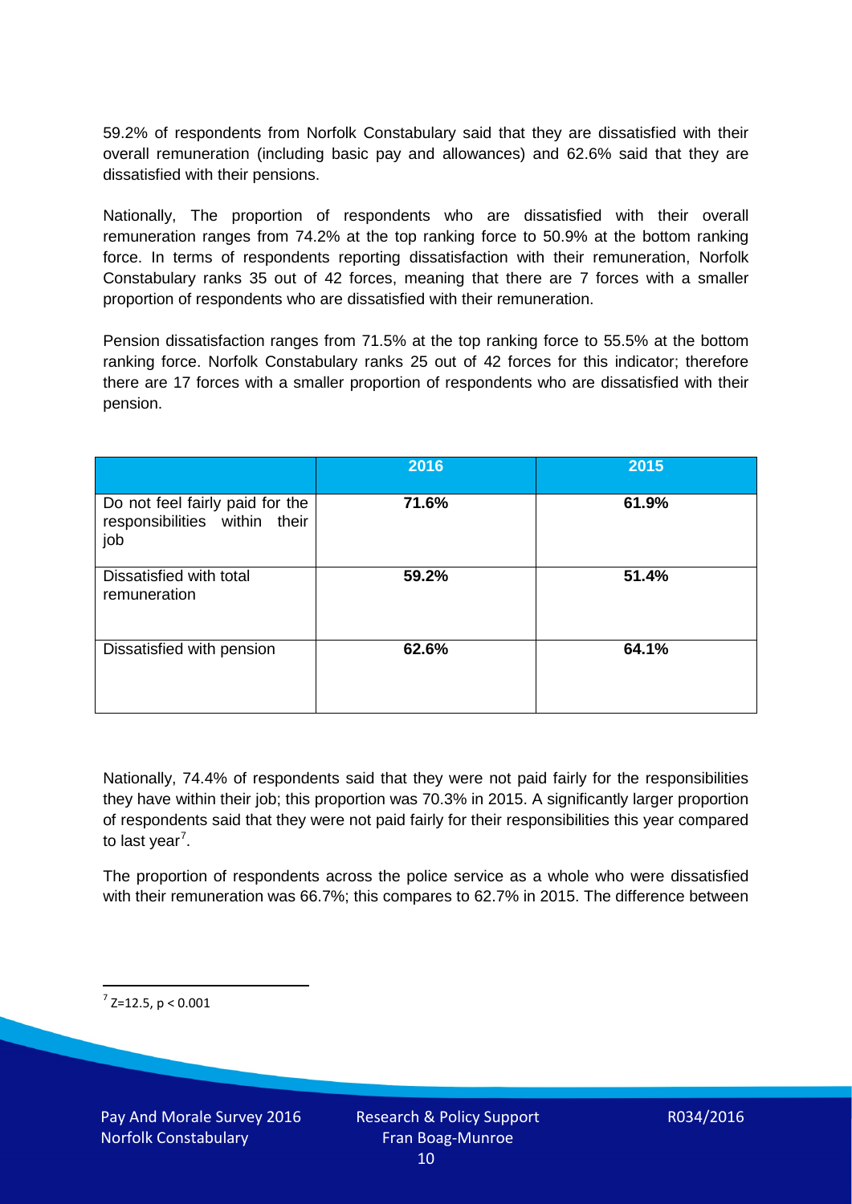59.2% of respondents from Norfolk Constabulary said that they are dissatisfied with their overall remuneration (including basic pay and allowances) and 62.6% said that they are dissatisfied with their pensions.

Nationally, The proportion of respondents who are dissatisfied with their overall remuneration ranges from 74.2% at the top ranking force to 50.9% at the bottom ranking force. In terms of respondents reporting dissatisfaction with their remuneration, Norfolk Constabulary ranks 35 out of 42 forces, meaning that there are 7 forces with a smaller proportion of respondents who are dissatisfied with their remuneration.

Pension dissatisfaction ranges from 71.5% at the top ranking force to 55.5% at the bottom ranking force. Norfolk Constabulary ranks 25 out of 42 forces for this indicator; therefore there are 17 forces with a smaller proportion of respondents who are dissatisfied with their pension.

| | 2016 | 2015 |
|---|---|---|
| Do not feel fairly paid for the responsibilities within their job | **71.6%** | **61.9%** |
| Dissatisfied with total remuneration | **59.2%** | **51.4%** |
| Dissatisfied with pension | **62.6%** | **64.1%** |

Nationally, 74.4% of respondents said that they were not paid fairly for the responsibilities they have within their job; this proportion was 70.3% in 2015. A significantly larger proportion of respondents said that they were not paid fairly for their responsibilities this year compared to last year[7].

The proportion of respondents across the police service as a whole who were dissatisfied with their remuneration was 66.7%; this compares to 62.7% in 2015. The difference between

[7] $Z=12.5$, $p < 0.001$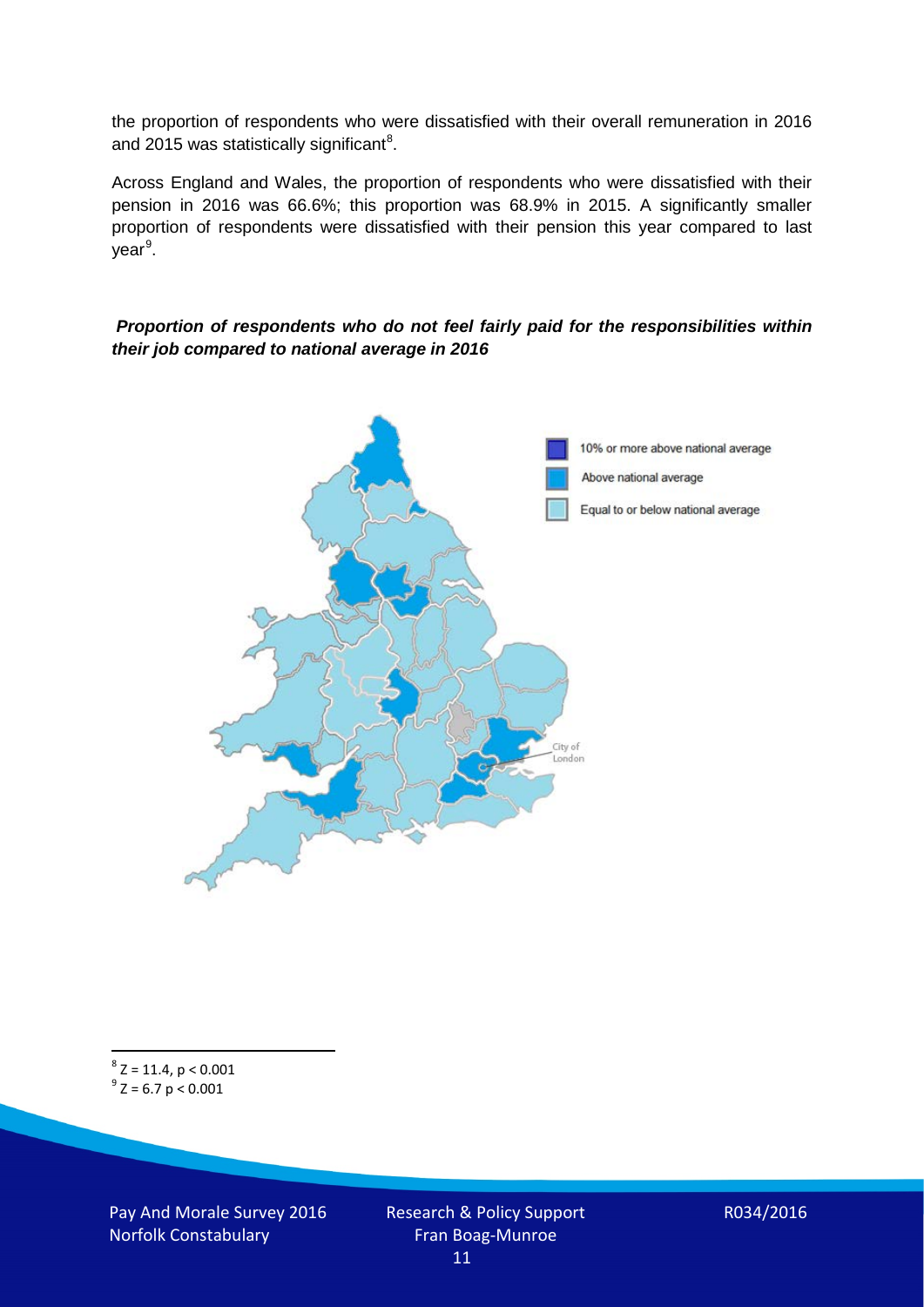the proportion of respondents who were dissatisfied with their overall remuneration in 2016 and 2015 was statistically significant[8].

Across England and Wales, the proportion of respondents who were dissatisfied with their pension in 2016 was 66.6%; this proportion was 68.9% in 2015. A significantly smaller proportion of respondents were dissatisfied with their pension this year compared to last year[9].

***Proportion of respondents who do not feel fairly paid for the responsibilities within their job compared to national average in 2016***

10% or more above national average

Above national average

Equal to or below national average

City of London

---

[8] $Z = 11.4$, $p < 0.001$

[9] $Z = 6.7$ $p < 0.001$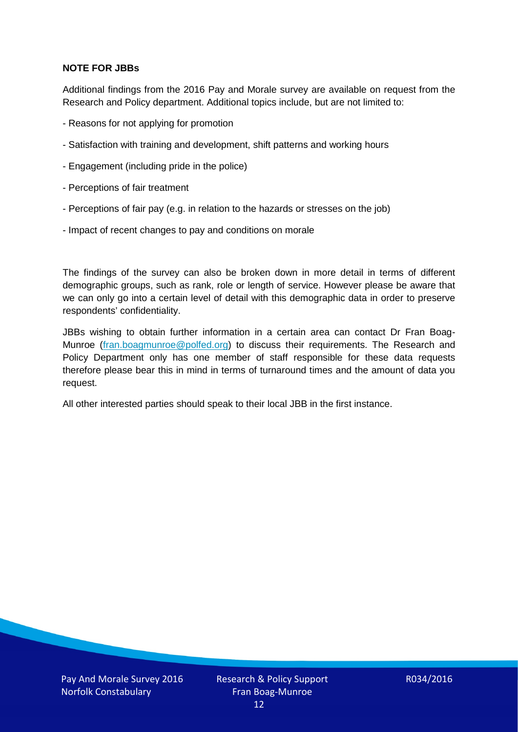**NOTE FOR JBBs**

Additional findings from the 2016 Pay and Morale survey are available on request from the Research and Policy department. Additional topics include, but are not limited to:

- Reasons for not applying for promotion
- Satisfaction with training and development, shift patterns and working hours
- Engagement (including pride in the police)
- Perceptions of fair treatment
- Perceptions of fair pay (e.g. in relation to the hazards or stresses on the job)
- Impact of recent changes to pay and conditions on morale

The findings of the survey can also be broken down in more detail in terms of different demographic groups, such as rank, role or length of service. However please be aware that we can only go into a certain level of detail with this demographic data in order to preserve respondents' confidentiality.

JBBs wishing to obtain further information in a certain area can contact Dr Fran Boag-Munroe (fran.boagmunroe@polfed.org) to discuss their requirements. The Research and Policy Department only has one member of staff responsible for these data requests therefore please bear this in mind in terms of turnaround times and the amount of data you request.

All other interested parties should speak to their local JBB in the first instance.